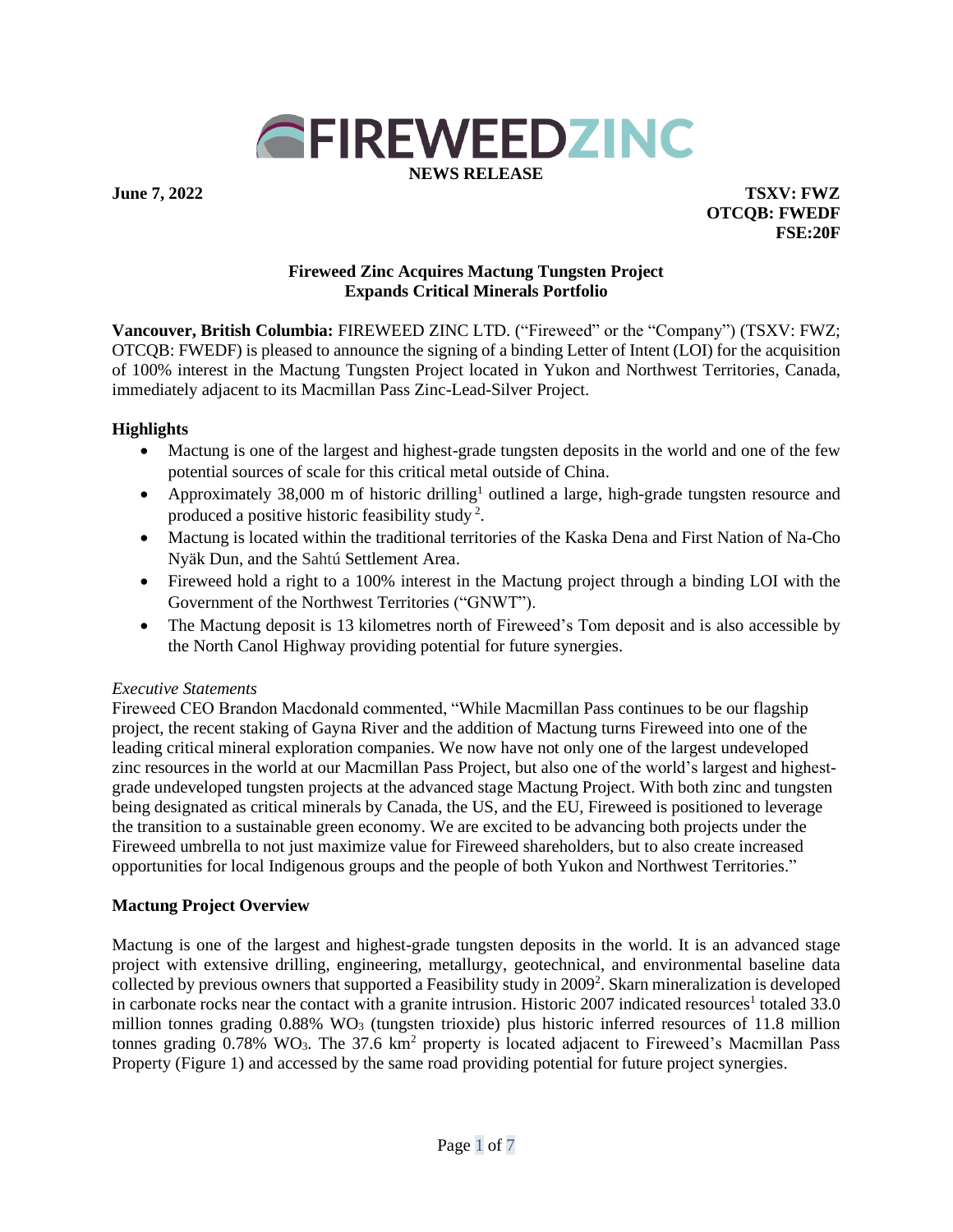# FIREWEEDZINC

**NEWS RELEASE**

**June 7, 2022**

**TSXV: FWZ**
**OTCQB: FWEDF**
**FSE:20F**

## Fireweed Zinc Acquires Mactung Tungsten Project
## Expands Critical Minerals Portfolio

**Vancouver, British Columbia:** FIREWEED ZINC LTD. ("Fireweed" or the "Company") (TSXV: FWZ; OTCQB: FWEDF) is pleased to announce the signing of a binding Letter of Intent (LOI) for the acquisition of 100% interest in the Mactung Tungsten Project located in Yukon and Northwest Territories, Canada, immediately adjacent to its Macmillan Pass Zinc-Lead-Silver Project.

### Highlights

- Mactung is one of the largest and highest-grade tungsten deposits in the world and one of the few potential sources of scale for this critical metal outside of China.
- Approximately 38,000 m of historic drilling[1] outlined a large, high-grade tungsten resource and produced a positive historic feasibility study[2].
- Mactung is located within the traditional territories of the Kaska Dena and First Nation of Na-Cho Nyäk Dun, and the Sahtú Settlement Area.
- Fireweed hold a right to a 100% interest in the Mactung project through a binding LOI with the Government of the Northwest Territories ("GNWT").
- The Mactung deposit is 13 kilometres north of Fireweed's Tom deposit and is also accessible by the North Canol Highway providing potential for future synergies.

*Executive Statements*

Fireweed CEO Brandon Macdonald commented, "While Macmillan Pass continues to be our flagship project, the recent staking of Gayna River and the addition of Mactung turns Fireweed into one of the leading critical mineral exploration companies. We now have not only one of the largest undeveloped zinc resources in the world at our Macmillan Pass Project, but also one of the world's largest and highest-grade undeveloped tungsten projects at the advanced stage Mactung Project. With both zinc and tungsten being designated as critical minerals by Canada, the US, and the EU, Fireweed is positioned to leverage the transition to a sustainable green economy. We are excited to be advancing both projects under the Fireweed umbrella to not just maximize value for Fireweed shareholders, but to also create increased opportunities for local Indigenous groups and the people of both Yukon and Northwest Territories."

### Mactung Project Overview

Mactung is one of the largest and highest-grade tungsten deposits in the world. It is an advanced stage project with extensive drilling, engineering, metallurgy, geotechnical, and environmental baseline data collected by previous owners that supported a Feasibility study in 2009[2]. Skarn mineralization is developed in carbonate rocks near the contact with a granite intrusion. Historic 2007 indicated resources[1] totaled 33.0 million tonnes grading 0.88% $WO_3$ (tungsten trioxide) plus historic inferred resources of 11.8 million tonnes grading 0.78% $WO_3$. The 37.6 $km^2$ property is located adjacent to Fireweed's Macmillan Pass Property (Figure 1) and accessed by the same road providing potential for future project synergies.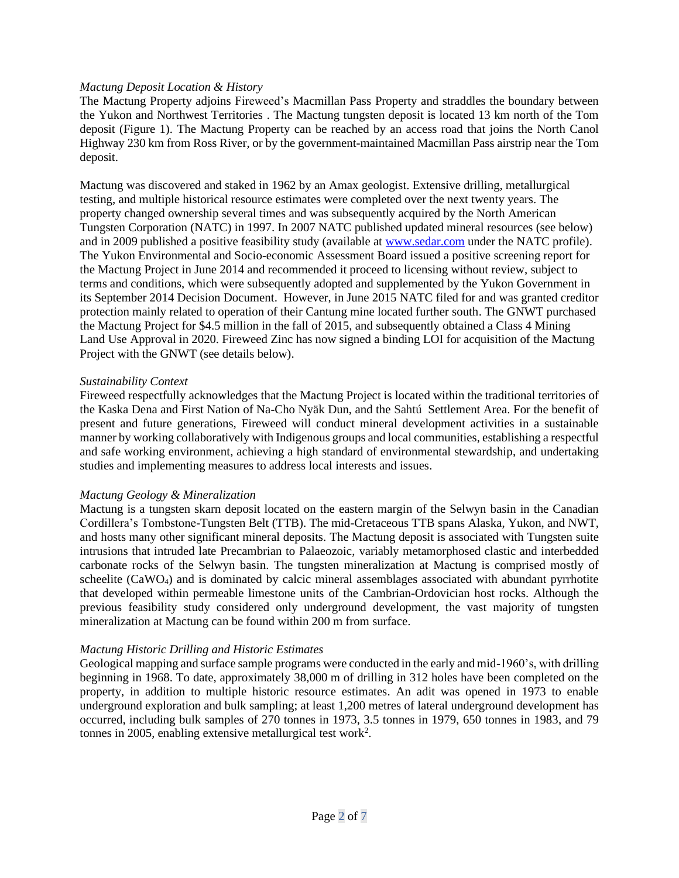*Mactung Deposit Location & History*

The Mactung Property adjoins Fireweed's Macmillan Pass Property and straddles the boundary between the Yukon and Northwest Territories . The Mactung tungsten deposit is located 13 km north of the Tom deposit (Figure 1). The Mactung Property can be reached by an access road that joins the North Canol Highway 230 km from Ross River, or by the government-maintained Macmillan Pass airstrip near the Tom deposit.

Mactung was discovered and staked in 1962 by an Amax geologist. Extensive drilling, metallurgical testing, and multiple historical resource estimates were completed over the next twenty years. The property changed ownership several times and was subsequently acquired by the North American Tungsten Corporation (NATC) in 1997. In 2007 NATC published updated mineral resources (see below) and in 2009 published a positive feasibility study (available at [www.sedar.com](http://www.sedar.com) under the NATC profile). The Yukon Environmental and Socio-economic Assessment Board issued a positive screening report for the Mactung Project in June 2014 and recommended it proceed to licensing without review, subject to terms and conditions, which were subsequently adopted and supplemented by the Yukon Government in its September 2014 Decision Document. However, in June 2015 NATC filed for and was granted creditor protection mainly related to operation of their Cantung mine located further south. The GNWT purchased the Mactung Project for $4.5 million in the fall of 2015, and subsequently obtained a Class 4 Mining Land Use Approval in 2020. Fireweed Zinc has now signed a binding LOI for acquisition of the Mactung Project with the GNWT (see details below).

*Sustainability Context*

Fireweed respectfully acknowledges that the Mactung Project is located within the traditional territories of the Kaska Dena and First Nation of Na-Cho Nyäk Dun, and the Sahtú Settlement Area. For the benefit of present and future generations, Fireweed will conduct mineral development activities in a sustainable manner by working collaboratively with Indigenous groups and local communities, establishing a respectful and safe working environment, achieving a high standard of environmental stewardship, and undertaking studies and implementing measures to address local interests and issues.

*Mactung Geology & Mineralization*

Mactung is a tungsten skarn deposit located on the eastern margin of the Selwyn basin in the Canadian Cordillera's Tombstone-Tungsten Belt (TTB). The mid-Cretaceous TTB spans Alaska, Yukon, and NWT, and hosts many other significant mineral deposits. The Mactung deposit is associated with Tungsten suite intrusions that intruded late Precambrian to Palaeozoic, variably metamorphosed clastic and interbedded carbonate rocks of the Selwyn basin. The tungsten mineralization at Mactung is comprised mostly of scheelite ($CaWO_4$) and is dominated by calcic mineral assemblages associated with abundant pyrrhotite that developed within permeable limestone units of the Cambrian-Ordovician host rocks. Although the previous feasibility study considered only underground development, the vast majority of tungsten mineralization at Mactung can be found within 200 m from surface.

*Mactung Historic Drilling and Historic Estimates*

Geological mapping and surface sample programs were conducted in the early and mid-1960's, with drilling beginning in 1968. To date, approximately 38,000 m of drilling in 312 holes have been completed on the property, in addition to multiple historic resource estimates. An adit was opened in 1973 to enable underground exploration and bulk sampling; at least 1,200 metres of lateral underground development has occurred, including bulk samples of 270 tonnes in 1973, 3.5 tonnes in 1979, 650 tonnes in 1983, and 79 tonnes in 2005, enabling extensive metallurgical test work[2].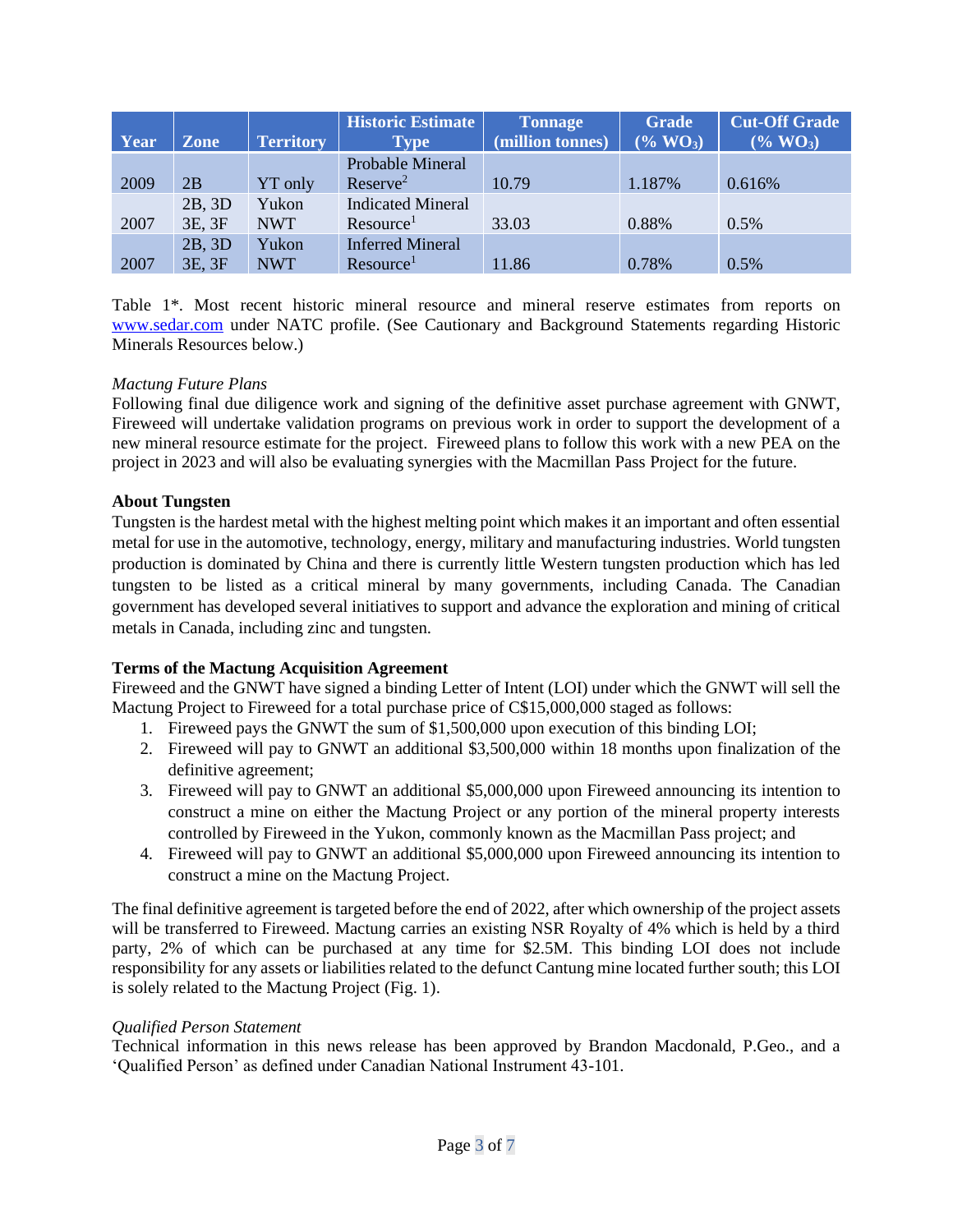| Year | Zone | Territory | Historic Estimate Type | Tonnage (million tonnes) | Grade (% $WO_3$) | Cut-Off Grade (% $WO_3$) |
|---|---|---|---|---|---|---|
| 2009 | 2B | YT only | Probable Mineral Reserve[2] | 10.79 | 1.187% | 0.616% |
| 2007 | 2B, 3D 3E, 3F | Yukon NWT | Indicated Mineral Resource[1] | 33.03 | 0.88% | 0.5% |
| 2007 | 2B, 3D 3E, 3F | Yukon NWT | Inferred Mineral Resource[1] | 11.86 | 0.78% | 0.5% |

Table 1*. Most recent historic mineral resource and mineral reserve estimates from reports on www.sedar.com under NATC profile. (See Cautionary and Background Statements regarding Historic Minerals Resources below.)

*Mactung Future Plans*

Following final due diligence work and signing of the definitive asset purchase agreement with GNWT, Fireweed will undertake validation programs on previous work in order to support the development of a new mineral resource estimate for the project. Fireweed plans to follow this work with a new PEA on the project in 2023 and will also be evaluating synergies with the Macmillan Pass Project for the future.

**About Tungsten**

Tungsten is the hardest metal with the highest melting point which makes it an important and often essential metal for use in the automotive, technology, energy, military and manufacturing industries. World tungsten production is dominated by China and there is currently little Western tungsten production which has led tungsten to be listed as a critical mineral by many governments, including Canada. The Canadian government has developed several initiatives to support and advance the exploration and mining of critical metals in Canada, including zinc and tungsten.

**Terms of the Mactung Acquisition Agreement**

Fireweed and the GNWT have signed a binding Letter of Intent (LOI) under which the GNWT will sell the Mactung Project to Fireweed for a total purchase price of C$15,000,000 staged as follows:

1. Fireweed pays the GNWT the sum of $1,500,000 upon execution of this binding LOI;
2. Fireweed will pay to GNWT an additional $3,500,000 within 18 months upon finalization of the definitive agreement;
3. Fireweed will pay to GNWT an additional $5,000,000 upon Fireweed announcing its intention to construct a mine on either the Mactung Project or any portion of the mineral property interests controlled by Fireweed in the Yukon, commonly known as the Macmillan Pass project; and
4. Fireweed will pay to GNWT an additional $5,000,000 upon Fireweed announcing its intention to construct a mine on the Mactung Project.

The final definitive agreement is targeted before the end of 2022, after which ownership of the project assets will be transferred to Fireweed. Mactung carries an existing NSR Royalty of 4% which is held by a third party, 2% of which can be purchased at any time for $2.5M. This binding LOI does not include responsibility for any assets or liabilities related to the defunct Cantung mine located further south; this LOI is solely related to the Mactung Project (Fig. 1).

*Qualified Person Statement*

Technical information in this news release has been approved by Brandon Macdonald, P.Geo., and a 'Qualified Person' as defined under Canadian National Instrument 43-101.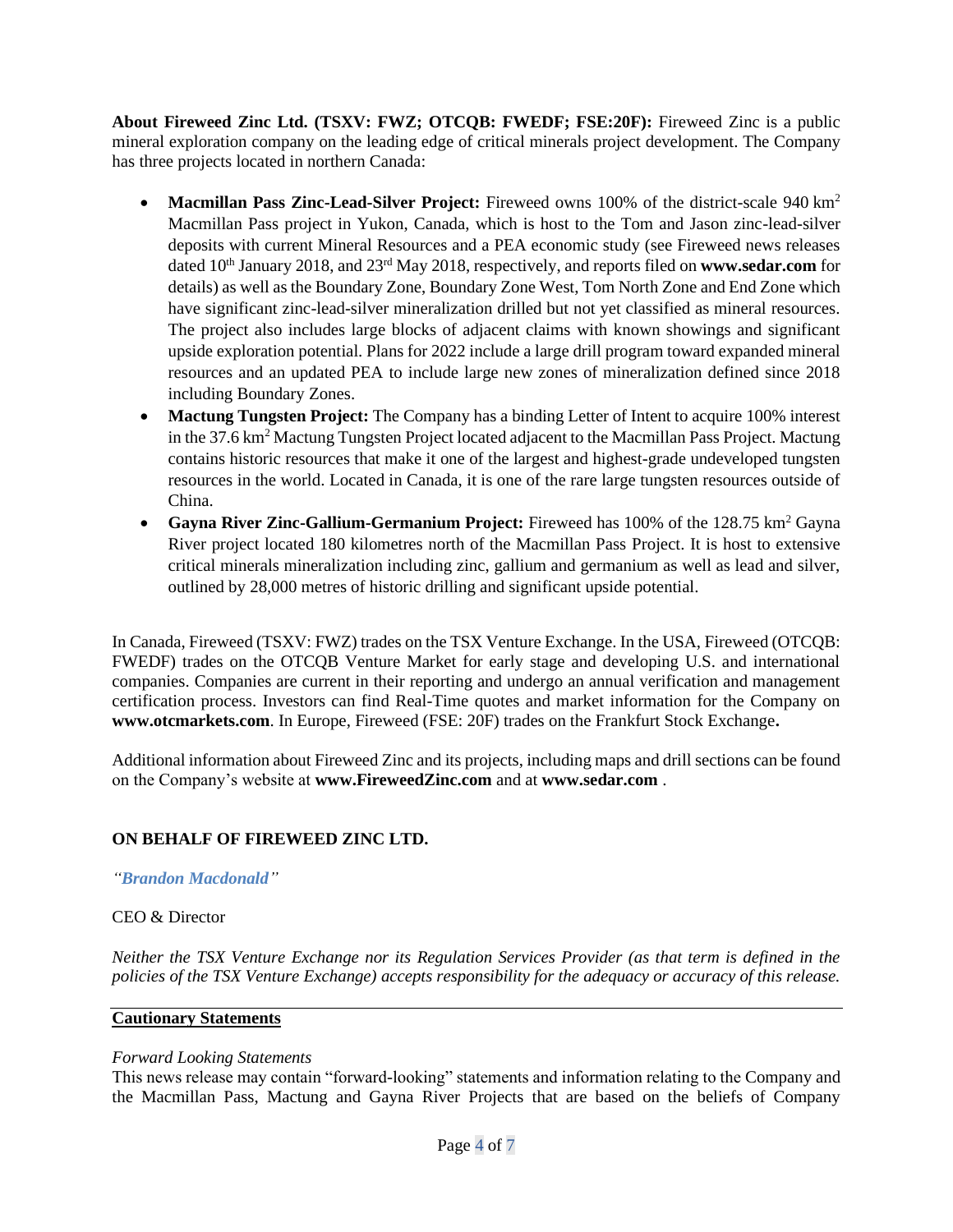**About Fireweed Zinc Ltd. (TSXV: FWZ; OTCQB: FWEDF; FSE:20F):** Fireweed Zinc is a public mineral exploration company on the leading edge of critical minerals project development. The Company has three projects located in northern Canada:

- **Macmillan Pass Zinc-Lead-Silver Project:** Fireweed owns 100% of the district-scale 940 km$^2$ Macmillan Pass project in Yukon, Canada, which is host to the Tom and Jason zinc-lead-silver deposits with current Mineral Resources and a PEA economic study (see Fireweed news releases dated 10th January 2018, and 23rd May 2018, respectively, and reports filed on **www.sedar.com** for details) as well as the Boundary Zone, Boundary Zone West, Tom North Zone and End Zone which have significant zinc-lead-silver mineralization drilled but not yet classified as mineral resources. The project also includes large blocks of adjacent claims with known showings and significant upside exploration potential. Plans for 2022 include a large drill program toward expanded mineral resources and an updated PEA to include large new zones of mineralization defined since 2018 including Boundary Zones.
- **Mactung Tungsten Project:** The Company has a binding Letter of Intent to acquire 100% interest in the 37.6 km$^2$ Mactung Tungsten Project located adjacent to the Macmillan Pass Project. Mactung contains historic resources that make it one of the largest and highest-grade undeveloped tungsten resources in the world. Located in Canada, it is one of the rare large tungsten resources outside of China.
- **Gayna River Zinc-Gallium-Germanium Project:** Fireweed has 100% of the 128.75 km$^2$ Gayna River project located 180 kilometres north of the Macmillan Pass Project. It is host to extensive critical minerals mineralization including zinc, gallium and germanium as well as lead and silver, outlined by 28,000 metres of historic drilling and significant upside potential.

In Canada, Fireweed (TSXV: FWZ) trades on the TSX Venture Exchange. In the USA, Fireweed (OTCQB: FWEDF) trades on the OTCQB Venture Market for early stage and developing U.S. and international companies. Companies are current in their reporting and undergo an annual verification and management certification process. Investors can find Real-Time quotes and market information for the Company on **www.otcmarkets.com**. In Europe, Fireweed (FSE: 20F) trades on the Frankfurt Stock Exchange**.**

Additional information about Fireweed Zinc and its projects, including maps and drill sections can be found on the Company's website at **www.FireweedZinc.com** and at **www.sedar.com** .

**ON BEHALF OF FIREWEED ZINC LTD.**

*"**Brandon Macdonald**"*

CEO & Director

*Neither the TSX Venture Exchange nor its Regulation Services Provider (as that term is defined in the policies of the TSX Venture Exchange) accepts responsibility for the adequacy or accuracy of this release.*

**Cautionary Statements**

*Forward Looking Statements*

This news release may contain "forward-looking" statements and information relating to the Company and the Macmillan Pass, Mactung and Gayna River Projects that are based on the beliefs of Company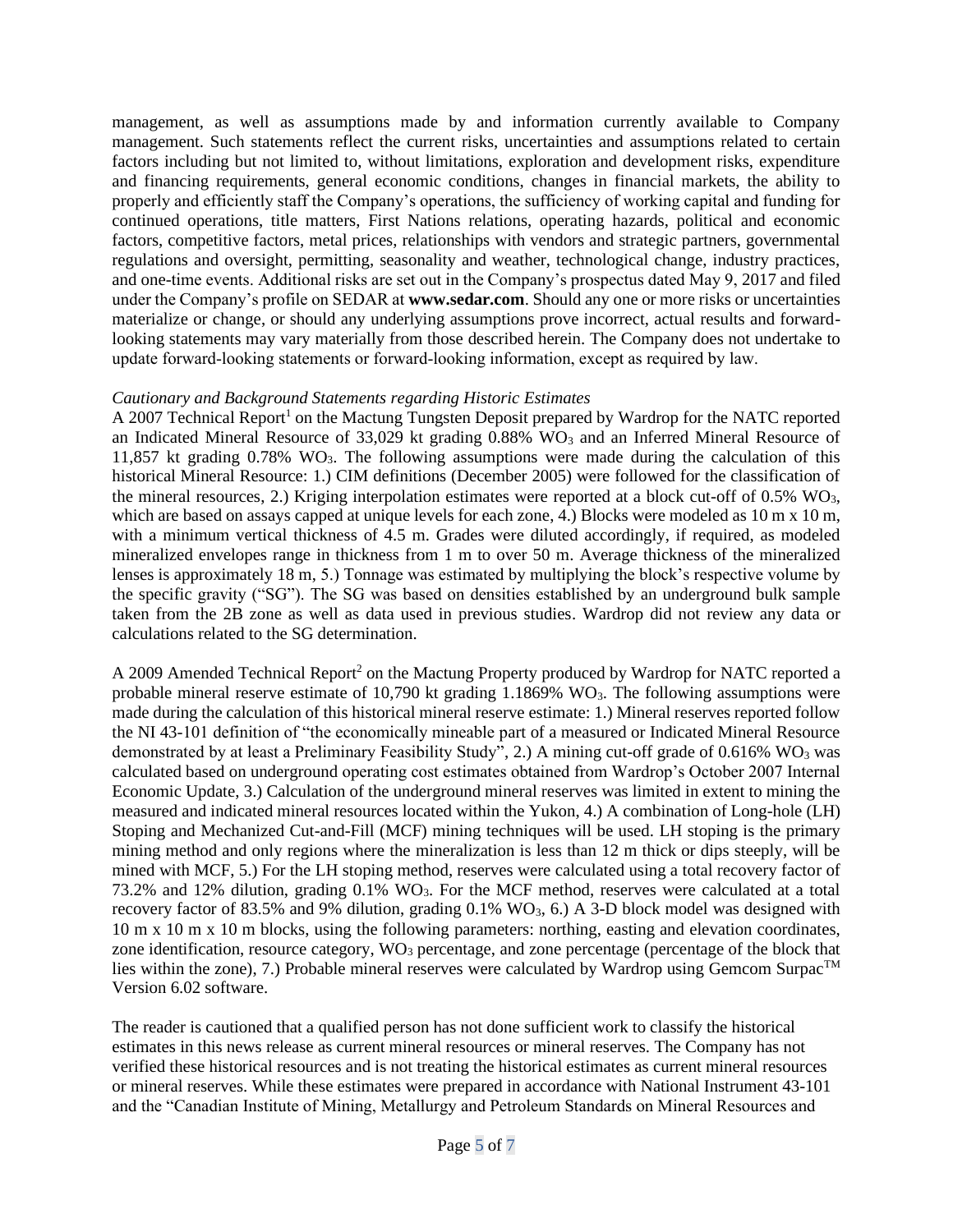management, as well as assumptions made by and information currently available to Company management. Such statements reflect the current risks, uncertainties and assumptions related to certain factors including but not limited to, without limitations, exploration and development risks, expenditure and financing requirements, general economic conditions, changes in financial markets, the ability to properly and efficiently staff the Company's operations, the sufficiency of working capital and funding for continued operations, title matters, First Nations relations, operating hazards, political and economic factors, competitive factors, metal prices, relationships with vendors and strategic partners, governmental regulations and oversight, permitting, seasonality and weather, technological change, industry practices, and one-time events. Additional risks are set out in the Company's prospectus dated May 9, 2017 and filed under the Company's profile on SEDAR at **www.sedar.com**. Should any one or more risks or uncertainties materialize or change, or should any underlying assumptions prove incorrect, actual results and forward-looking statements may vary materially from those described herein. The Company does not undertake to update forward-looking statements or forward-looking information, except as required by law.

*Cautionary and Background Statements regarding Historic Estimates*

A 2007 Technical Report[1] on the Mactung Tungsten Deposit prepared by Wardrop for the NATC reported an Indicated Mineral Resource of 33,029 kt grading 0.88% $WO_3$ and an Inferred Mineral Resource of 11,857 kt grading 0.78% $WO_3$. The following assumptions were made during the calculation of this historical Mineral Resource: 1.) CIM definitions (December 2005) were followed for the classification of the mineral resources, 2.) Kriging interpolation estimates were reported at a block cut-off of 0.5% $WO_3$, which are based on assays capped at unique levels for each zone, 4.) Blocks were modeled as 10 m x 10 m, with a minimum vertical thickness of 4.5 m. Grades were diluted accordingly, if required, as modeled mineralized envelopes range in thickness from 1 m to over 50 m. Average thickness of the mineralized lenses is approximately 18 m, 5.) Tonnage was estimated by multiplying the block's respective volume by the specific gravity ("SG"). The SG was based on densities established by an underground bulk sample taken from the 2B zone as well as data used in previous studies. Wardrop did not review any data or calculations related to the SG determination.

A 2009 Amended Technical Report[2] on the Mactung Property produced by Wardrop for NATC reported a probable mineral reserve estimate of 10,790 kt grading 1.1869% $WO_3$. The following assumptions were made during the calculation of this historical mineral reserve estimate: 1.) Mineral reserves reported follow the NI 43-101 definition of "the economically mineable part of a measured or Indicated Mineral Resource demonstrated by at least a Preliminary Feasibility Study", 2.) A mining cut-off grade of 0.616% $WO_3$ was calculated based on underground operating cost estimates obtained from Wardrop's October 2007 Internal Economic Update, 3.) Calculation of the underground mineral reserves was limited in extent to mining the measured and indicated mineral resources located within the Yukon, 4.) A combination of Long-hole (LH) Stoping and Mechanized Cut-and-Fill (MCF) mining techniques will be used. LH stoping is the primary mining method and only regions where the mineralization is less than 12 m thick or dips steeply, will be mined with MCF, 5.) For the LH stoping method, reserves were calculated using a total recovery factor of 73.2% and 12% dilution, grading 0.1% $WO_3$. For the MCF method, reserves were calculated at a total recovery factor of 83.5% and 9% dilution, grading 0.1% $WO_3$, 6.) A 3-D block model was designed with 10 m x 10 m x 10 m blocks, using the following parameters: northing, easting and elevation coordinates, zone identification, resource category, $WO_3$ percentage, and zone percentage (percentage of the block that lies within the zone), 7.) Probable mineral reserves were calculated by Wardrop using Gemcom Surpac™ Version 6.02 software.

The reader is cautioned that a qualified person has not done sufficient work to classify the historical estimates in this news release as current mineral resources or mineral reserves. The Company has not verified these historical resources and is not treating the historical estimates as current mineral resources or mineral reserves. While these estimates were prepared in accordance with National Instrument 43-101 and the "Canadian Institute of Mining, Metallurgy and Petroleum Standards on Mineral Resources and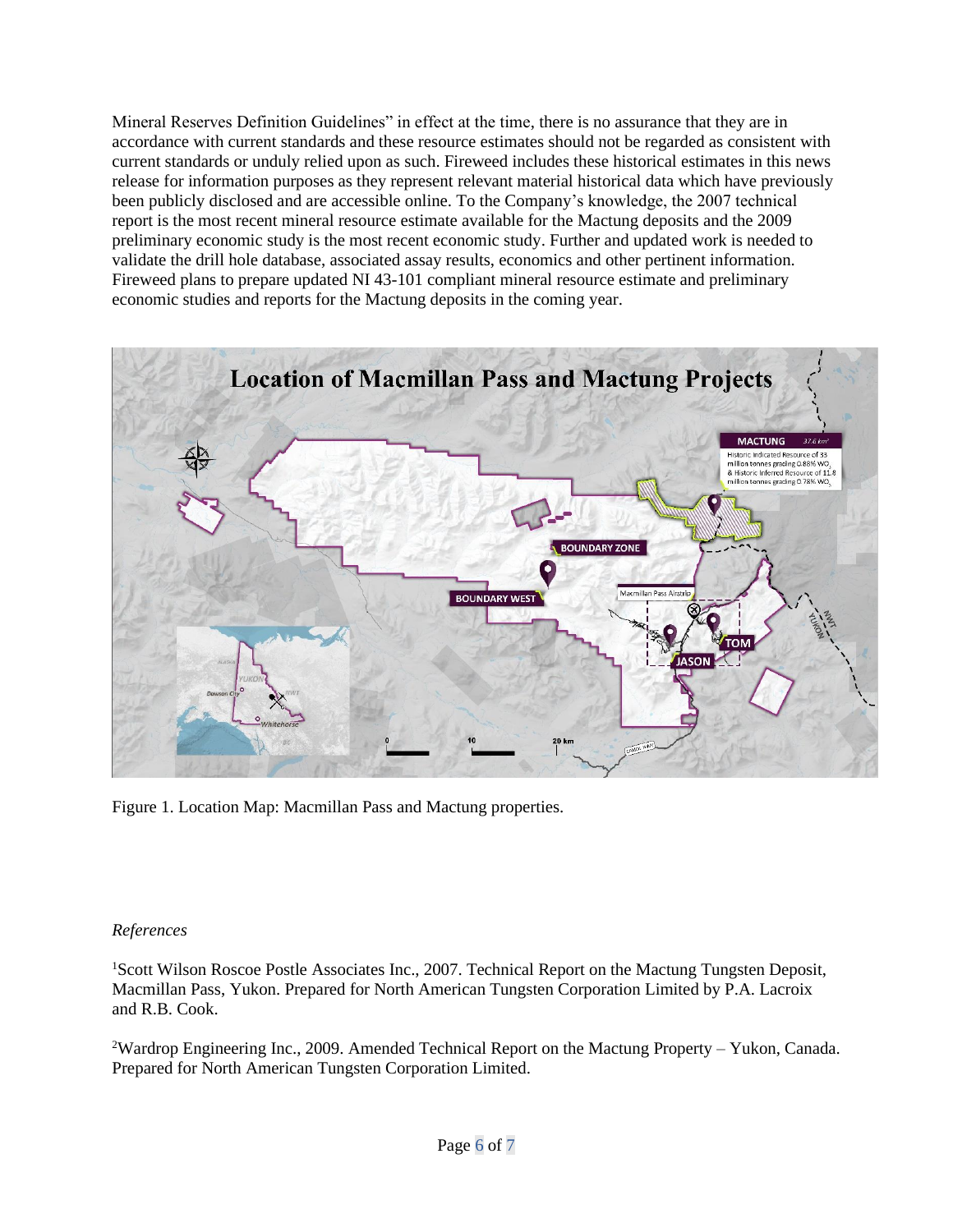Mineral Reserves Definition Guidelines" in effect at the time, there is no assurance that they are in accordance with current standards and these resource estimates should not be regarded as consistent with current standards or unduly relied upon as such. Fireweed includes these historical estimates in this news release for information purposes as they represent relevant material historical data which have previously been publicly disclosed and are accessible online. To the Company's knowledge, the 2007 technical report is the most recent mineral resource estimate available for the Mactung deposits and the 2009 preliminary economic study is the most recent economic study. Further and updated work is needed to validate the drill hole database, associated assay results, economics and other pertinent information. Fireweed plans to prepare updated NI 43-101 compliant mineral resource estimate and preliminary economic studies and reports for the Mactung deposits in the coming year.

Figure 1. Location Map: Macmillan Pass and Mactung properties.

*References*

[1]Scott Wilson Roscoe Postle Associates Inc., 2007. Technical Report on the Mactung Tungsten Deposit, Macmillan Pass, Yukon. Prepared for North American Tungsten Corporation Limited by P.A. Lacroix and R.B. Cook.

[2]Wardrop Engineering Inc., 2009. Amended Technical Report on the Mactung Property – Yukon, Canada. Prepared for North American Tungsten Corporation Limited.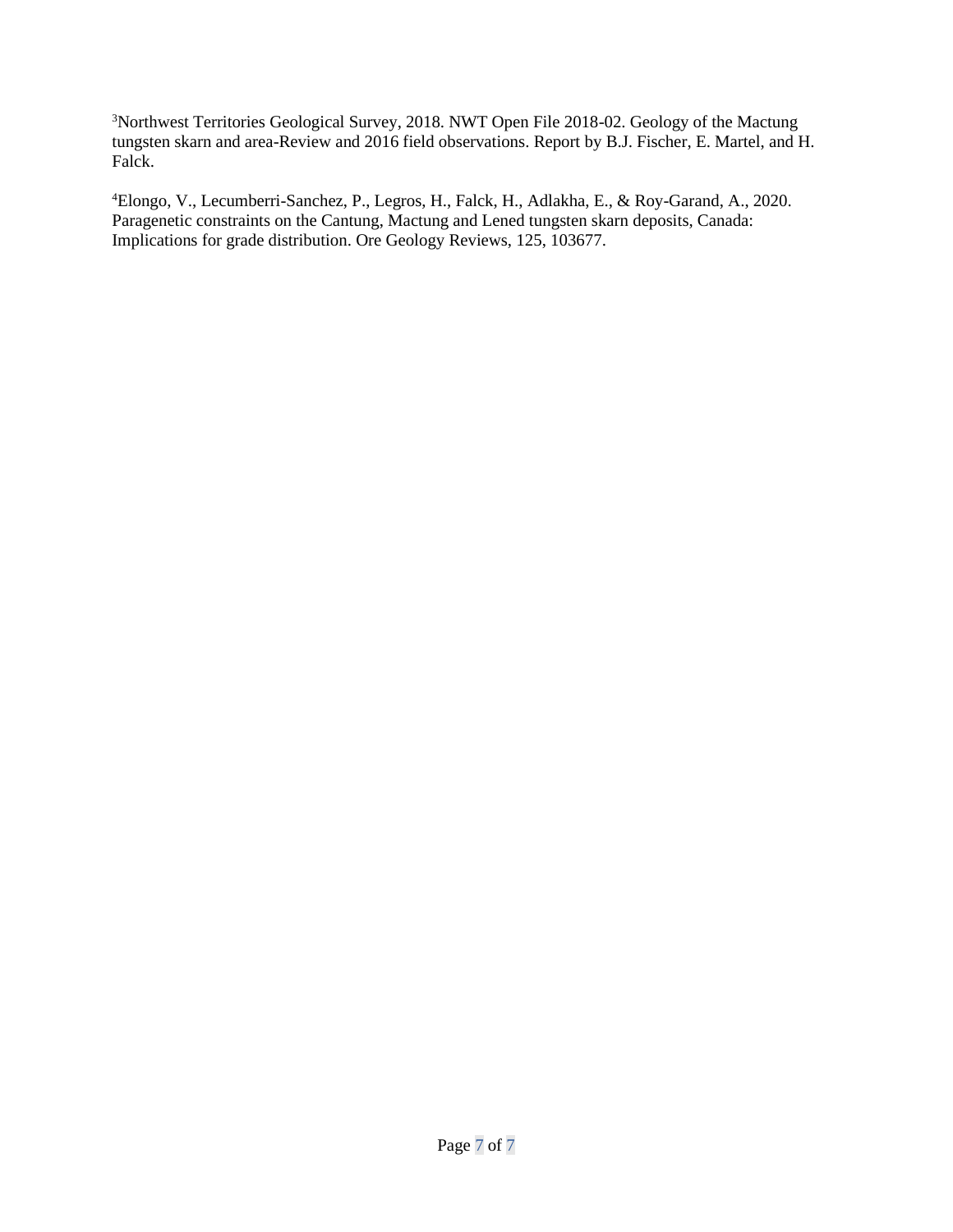[3]Northwest Territories Geological Survey, 2018. NWT Open File 2018-02. Geology of the Mactung tungsten skarn and area-Review and 2016 field observations. Report by B.J. Fischer, E. Martel, and H. Falck.

[4]Elongo, V., Lecumberri-Sanchez, P., Legros, H., Falck, H., Adlakha, E., & Roy-Garand, A., 2020. Paragenetic constraints on the Cantung, Mactung and Lened tungsten skarn deposits, Canada: Implications for grade distribution. Ore Geology Reviews, 125, 103677.